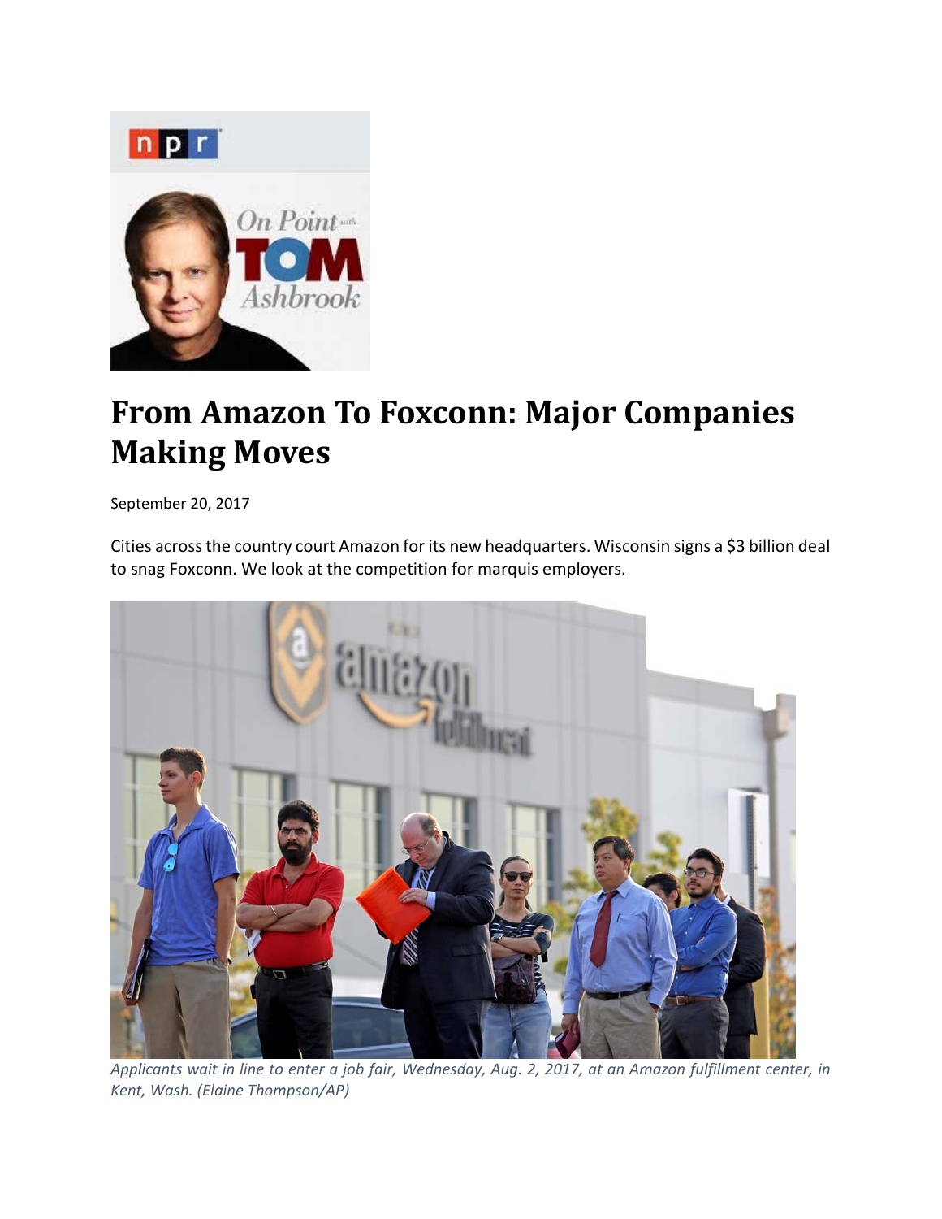# From Amazon To Foxconn: Major Companies Making Moves

September 20, 2017

Cities across the country court Amazon for its new headquarters. Wisconsin signs a $3 billion deal to snag Foxconn. We look at the competition for marquis employers.

*Applicants wait in line to enter a job fair, Wednesday, Aug. 2, 2017, at an Amazon fulfillment center, in Kent, Wash. (Elaine Thompson/AP)*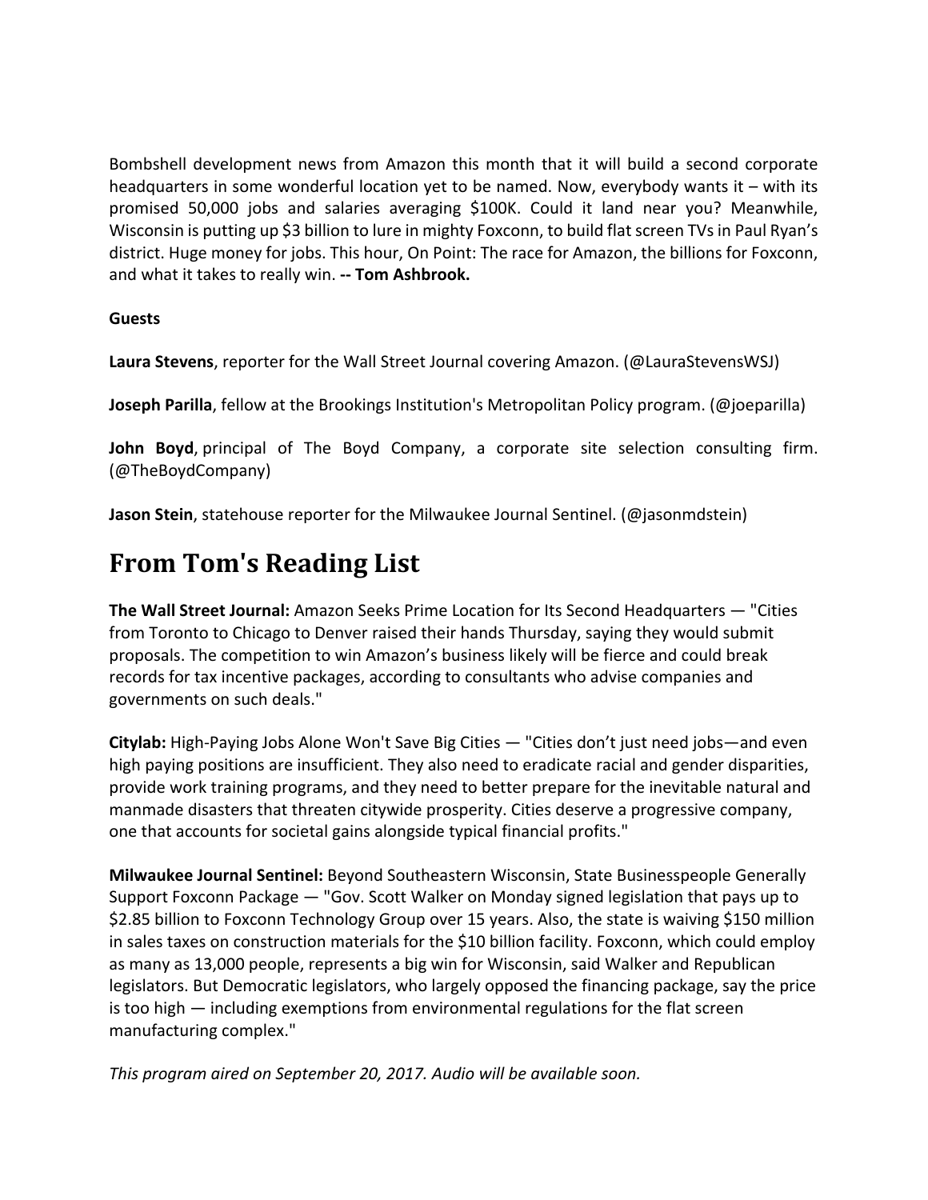Bombshell development news from Amazon this month that it will build a second corporate headquarters in some wonderful location yet to be named. Now, everybody wants it – with its promised 50,000 jobs and salaries averaging $100K. Could it land near you? Meanwhile, Wisconsin is putting up $3 billion to lure in mighty Foxconn, to build flat screen TVs in Paul Ryan's district. Huge money for jobs. This hour, On Point: The race for Amazon, the billions for Foxconn, and what it takes to really win. **-- Tom Ashbrook.**

**Guests**

**Laura Stevens**, reporter for the Wall Street Journal covering Amazon. (@LauraStevensWSJ)

**Joseph Parilla**, fellow at the Brookings Institution's Metropolitan Policy program. (@joeparilla)

**John Boyd**, principal of The Boyd Company, a corporate site selection consulting firm. (@TheBoydCompany)

**Jason Stein**, statehouse reporter for the Milwaukee Journal Sentinel. (@jasonmdstein)

## From Tom's Reading List

**The Wall Street Journal:** Amazon Seeks Prime Location for Its Second Headquarters — "Cities from Toronto to Chicago to Denver raised their hands Thursday, saying they would submit proposals. The competition to win Amazon's business likely will be fierce and could break records for tax incentive packages, according to consultants who advise companies and governments on such deals."

**Citylab:** High-Paying Jobs Alone Won't Save Big Cities — "Cities don't just need jobs—and even high paying positions are insufficient. They also need to eradicate racial and gender disparities, provide work training programs, and they need to better prepare for the inevitable natural and manmade disasters that threaten citywide prosperity. Cities deserve a progressive company, one that accounts for societal gains alongside typical financial profits."

**Milwaukee Journal Sentinel:** Beyond Southeastern Wisconsin, State Businesspeople Generally Support Foxconn Package — "Gov. Scott Walker on Monday signed legislation that pays up to $2.85 billion to Foxconn Technology Group over 15 years. Also, the state is waiving $150 million in sales taxes on construction materials for the $10 billion facility. Foxconn, which could employ as many as 13,000 people, represents a big win for Wisconsin, said Walker and Republican legislators. But Democratic legislators, who largely opposed the financing package, say the price is too high — including exemptions from environmental regulations for the flat screen manufacturing complex."

*This program aired on September 20, 2017. Audio will be available soon.*